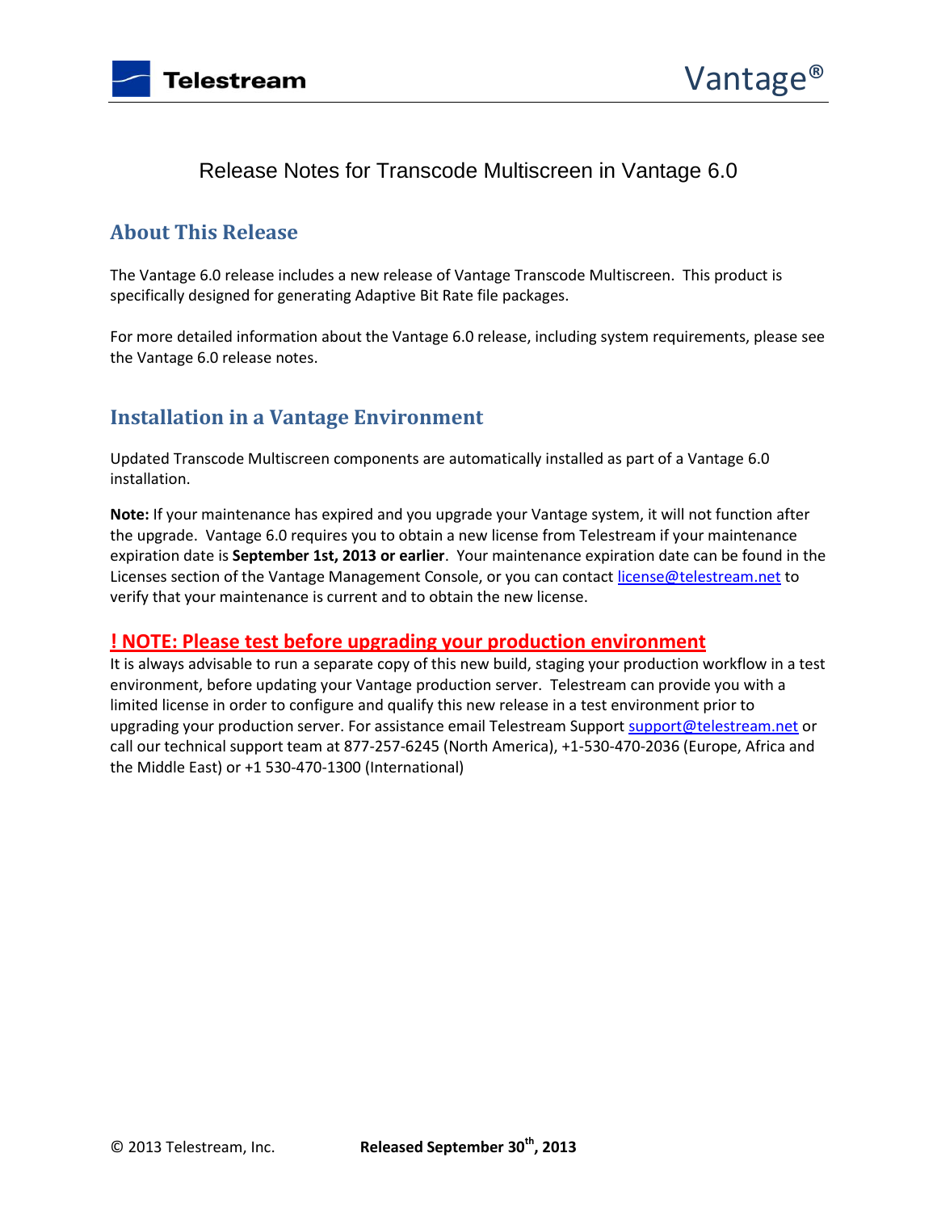# Release Notes for Transcode Multiscreen in Vantage 6.0

## About This Release

The Vantage 6.0 release includes a new release of Vantage Transcode Multiscreen. This product is specifically designed for generating Adaptive Bit Rate file packages.

For more detailed information about the Vantage 6.0 release, including system requirements, please see the Vantage 6.0 release notes.

## Installation in a Vantage Environment

Updated Transcode Multiscreen components are automatically installed as part of a Vantage 6.0 installation.

**Note:** If your maintenance has expired and you upgrade your Vantage system, it will not function after the upgrade. Vantage 6.0 requires you to obtain a new license from Telestream if your maintenance expiration date is **September 1st, 2013 or earlier**. Your maintenance expiration date can be found in the Licenses section of the Vantage Management Console, or you can contact license@telestream.net to verify that your maintenance is current and to obtain the new license.

### ! NOTE: Please test before upgrading your production environment

It is always advisable to run a separate copy of this new build, staging your production workflow in a test environment, before updating your Vantage production server. Telestream can provide you with a limited license in order to configure and qualify this new release in a test environment prior to upgrading your production server. For assistance email Telestream Support support@telestream.net or call our technical support team at 877-257-6245 (North America), +1-530-470-2036 (Europe, Africa and the Middle East) or +1 530-470-1300 (International)

© 2013 Telestream, Inc. **Released September 30th, 2013**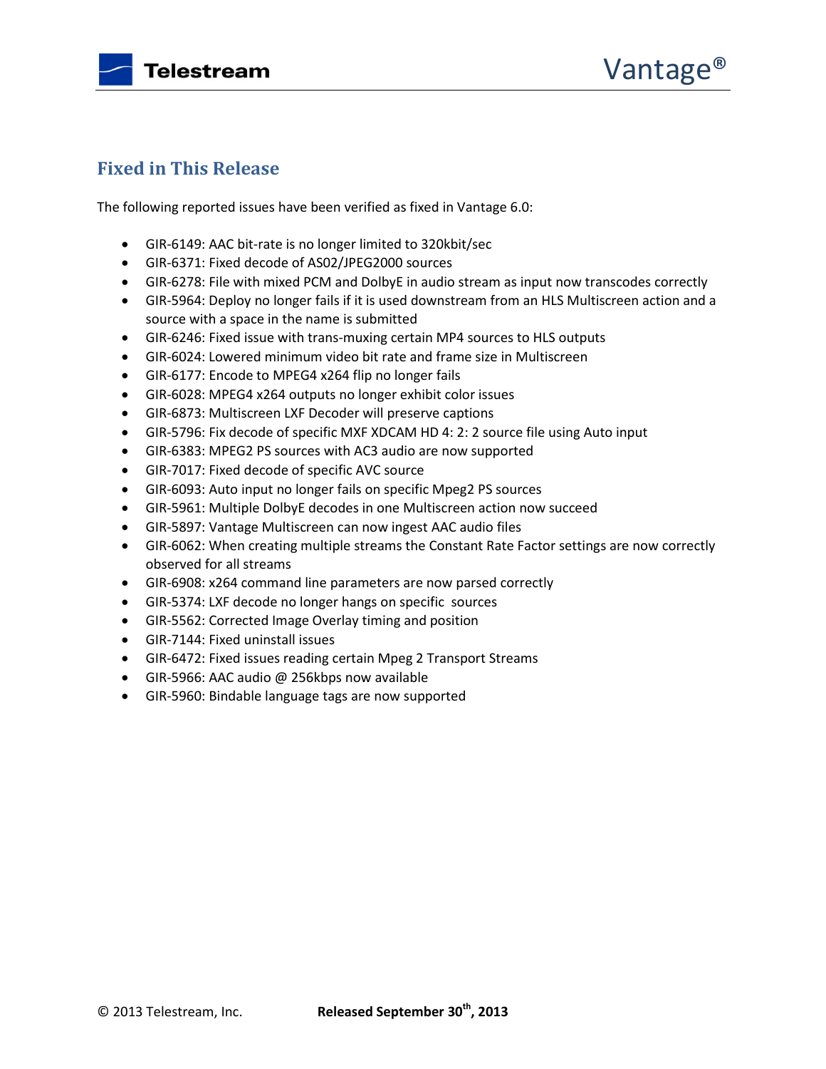## Fixed in This Release

The following reported issues have been verified as fixed in Vantage 6.0:

- GIR-6149: AAC bit-rate is no longer limited to 320kbit/sec
- GIR-6371: Fixed decode of AS02/JPEG2000 sources
- GIR-6278: File with mixed PCM and DolbyE in audio stream as input now transcodes correctly
- GIR-5964: Deploy no longer fails if it is used downstream from an HLS Multiscreen action and a source with a space in the name is submitted
- GIR-6246: Fixed issue with trans-muxing certain MP4 sources to HLS outputs
- GIR-6024: Lowered minimum video bit rate and frame size in Multiscreen
- GIR-6177: Encode to MPEG4 x264 flip no longer fails
- GIR-6028: MPEG4 x264 outputs no longer exhibit color issues
- GIR-6873: Multiscreen LXF Decoder will preserve captions
- GIR-5796: Fix decode of specific MXF XDCAM HD 4: 2: 2 source file using Auto input
- GIR-6383: MPEG2 PS sources with AC3 audio are now supported
- GIR-7017: Fixed decode of specific AVC source
- GIR-6093: Auto input no longer fails on specific Mpeg2 PS sources
- GIR-5961: Multiple DolbyE decodes in one Multiscreen action now succeed
- GIR-5897: Vantage Multiscreen can now ingest AAC audio files
- GIR-6062: When creating multiple streams the Constant Rate Factor settings are now correctly observed for all streams
- GIR-6908: x264 command line parameters are now parsed correctly
- GIR-5374: LXF decode no longer hangs on specific sources
- GIR-5562: Corrected Image Overlay timing and position
- GIR-7144: Fixed uninstall issues
- GIR-6472: Fixed issues reading certain Mpeg 2 Transport Streams
- GIR-5966: AAC audio @ 256kbps now available
- GIR-5960: Bindable language tags are now supported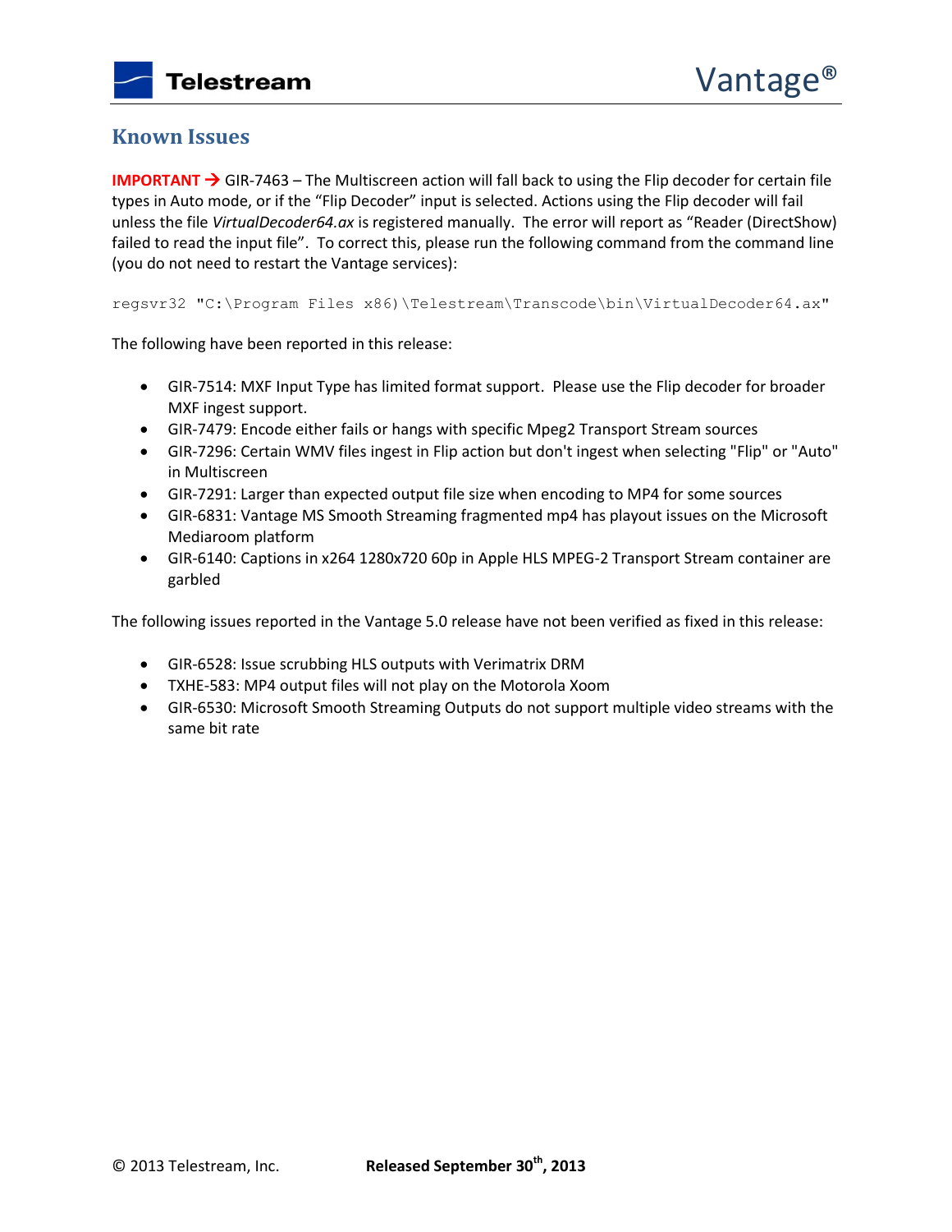## Known Issues

**IMPORTANT →** GIR-7463 – The Multiscreen action will fall back to using the Flip decoder for certain file types in Auto mode, or if the "Flip Decoder" input is selected. Actions using the Flip decoder will fail unless the file *VirtualDecoder64.ax* is registered manually. The error will report as "Reader (DirectShow) failed to read the input file". To correct this, please run the following command from the command line (you do not need to restart the Vantage services):

```
regsvr32 "C:\Program Files x86)\Telestream\Transcode\bin\VirtualDecoder64.ax"
```

The following have been reported in this release:

- GIR-7514: MXF Input Type has limited format support. Please use the Flip decoder for broader MXF ingest support.
- GIR-7479: Encode either fails or hangs with specific Mpeg2 Transport Stream sources
- GIR-7296: Certain WMV files ingest in Flip action but don't ingest when selecting "Flip" or "Auto" in Multiscreen
- GIR-7291: Larger than expected output file size when encoding to MP4 for some sources
- GIR-6831: Vantage MS Smooth Streaming fragmented mp4 has playout issues on the Microsoft Mediaroom platform
- GIR-6140: Captions in x264 1280x720 60p in Apple HLS MPEG-2 Transport Stream container are garbled

The following issues reported in the Vantage 5.0 release have not been verified as fixed in this release:

- GIR-6528: Issue scrubbing HLS outputs with Verimatrix DRM
- TXHE-583: MP4 output files will not play on the Motorola Xoom
- GIR-6530: Microsoft Smooth Streaming Outputs do not support multiple video streams with the same bit rate